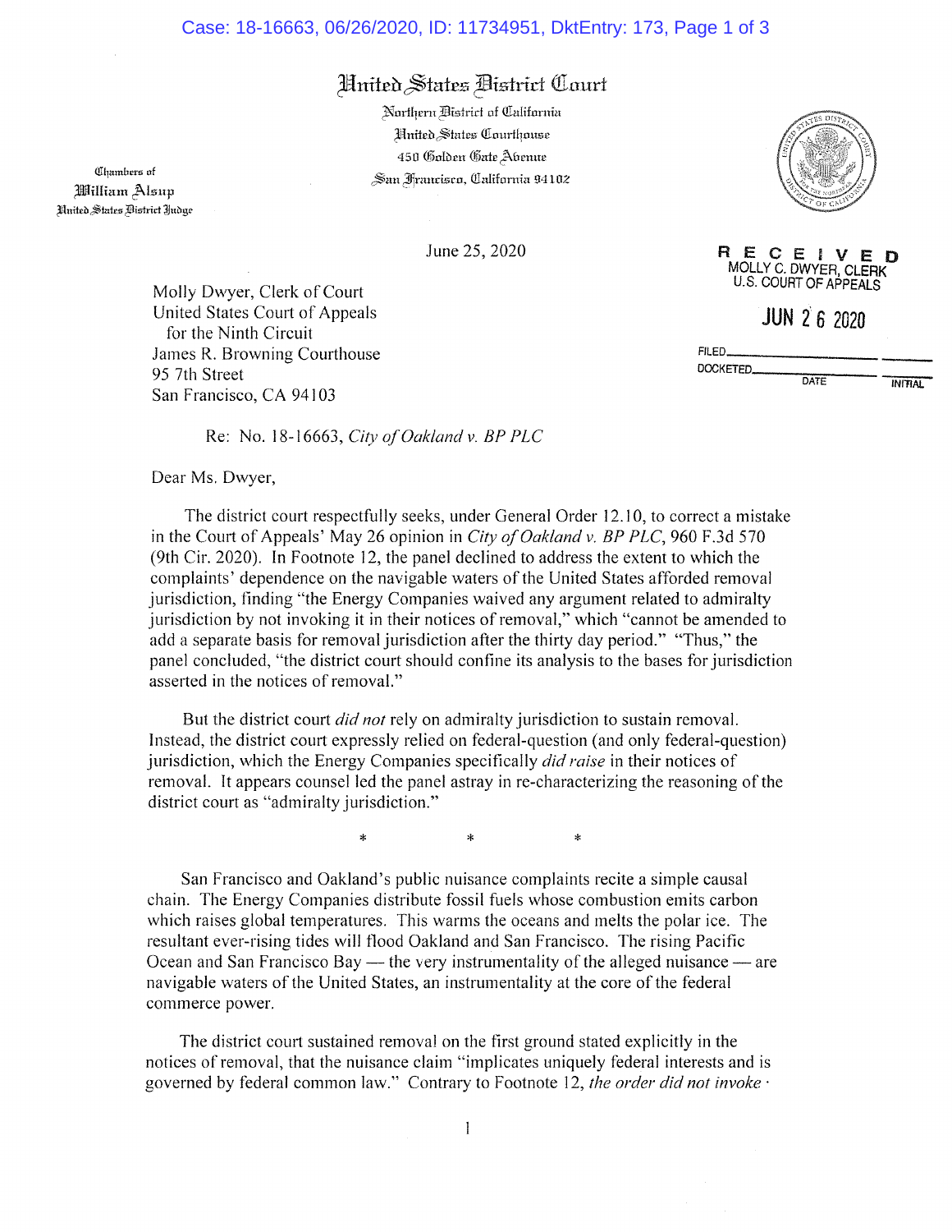# United States District Court

Northern District of California
United States Courthouse
450 Golden Gate Avenue
San Francisco, California 94102

Chambers of
William Alsup
United States District Judge

June 25, 2020

RECEIVED
MOLLY C. DWYER, CLERK
U.S. COURT OF APPEALS

JUN 26 2020

FILED_______________
DOCKETED_______________
DATE INITIAL

Molly Dwyer, Clerk of Court
United States Court of Appeals
for the Ninth Circuit
James R. Browning Courthouse
95 7th Street
San Francisco, CA 94103

Re: No. 18-16663, *City of Oakland v. BP PLC*

Dear Ms. Dwyer,

The district court respectfully seeks, under General Order 12.10, to correct a mistake in the Court of Appeals' May 26 opinion in *City of Oakland v. BP PLC*, 960 F.3d 570 (9th Cir. 2020). In Footnote 12, the panel declined to address the extent to which the complaints' dependence on the navigable waters of the United States afforded removal jurisdiction, finding "the Energy Companies waived any argument related to admiralty jurisdiction by not invoking it in their notices of removal," which "cannot be amended to add a separate basis for removal jurisdiction after the thirty day period." "Thus," the panel concluded, "the district court should confine its analysis to the bases for jurisdiction asserted in the notices of removal."

But the district court *did not* rely on admiralty jurisdiction to sustain removal. Instead, the district court expressly relied on federal-question (and only federal-question) jurisdiction, which the Energy Companies specifically *did raise* in their notices of removal. It appears counsel led the panel astray in re-characterizing the reasoning of the district court as "admiralty jurisdiction."

\* \* \*

San Francisco and Oakland's public nuisance complaints recite a simple causal chain. The Energy Companies distribute fossil fuels whose combustion emits carbon which raises global temperatures. This warms the oceans and melts the polar ice. The resultant ever-rising tides will flood Oakland and San Francisco. The rising Pacific Ocean and San Francisco Bay — the very instrumentality of the alleged nuisance — are navigable waters of the United States, an instrumentality at the core of the federal commerce power.

The district court sustained removal on the first ground stated explicitly in the notices of removal, that the nuisance claim "implicates uniquely federal interests and is governed by federal common law." Contrary to Footnote 12, *the order did not invoke*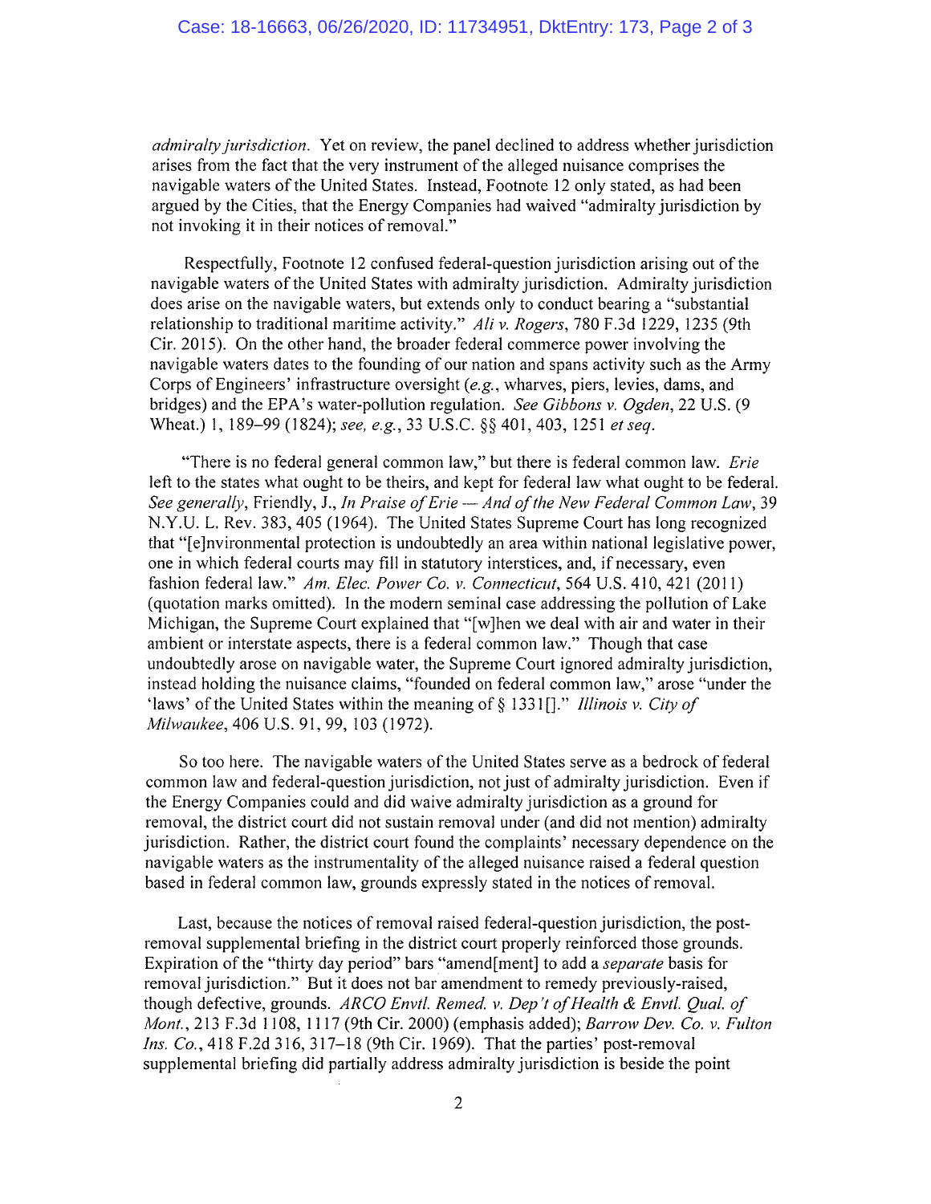*admiralty jurisdiction*. Yet on review, the panel declined to address whether jurisdiction arises from the fact that the very instrument of the alleged nuisance comprises the navigable waters of the United States. Instead, Footnote 12 only stated, as had been argued by the Cities, that the Energy Companies had waived "admiralty jurisdiction by not invoking it in their notices of removal."

Respectfully, Footnote 12 confused federal-question jurisdiction arising out of the navigable waters of the United States with admiralty jurisdiction. Admiralty jurisdiction does arise on the navigable waters, but extends only to conduct bearing a "substantial relationship to traditional maritime activity." *Ali v. Rogers*, 780 F.3d 1229, 1235 (9th Cir. 2015). On the other hand, the broader federal commerce power involving the navigable waters dates to the founding of our nation and spans activity such as the Army Corps of Engineers' infrastructure oversight (*e.g.*, wharves, piers, levies, dams, and bridges) and the EPA's water-pollution regulation. *See Gibbons v. Ogden*, 22 U.S. (9 Wheat.) 1, 189–99 (1824); *see, e.g.*, 33 U.S.C. §§ 401, 403, 1251 *et seq.*

"There is no federal general common law," but there is federal common law. *Erie* left to the states what ought to be theirs, and kept for federal law what ought to be federal. *See generally*, Friendly, J., *In Praise of Erie — And of the New Federal Common Law*, 39 N.Y.U. L. Rev. 383, 405 (1964). The United States Supreme Court has long recognized that "[e]nvironmental protection is undoubtedly an area within national legislative power, one in which federal courts may fill in statutory interstices, and, if necessary, even fashion federal law." *Am. Elec. Power Co. v. Connecticut*, 564 U.S. 410, 421 (2011) (quotation marks omitted). In the modern seminal case addressing the pollution of Lake Michigan, the Supreme Court explained that "[w]hen we deal with air and water in their ambient or interstate aspects, there is a federal common law." Though that case undoubtedly arose on navigable water, the Supreme Court ignored admiralty jurisdiction, instead holding the nuisance claims, "founded on federal common law," arose "under the 'laws' of the United States within the meaning of § 1331[]." *Illinois v. City of Milwaukee*, 406 U.S. 91, 99, 103 (1972).

So too here. The navigable waters of the United States serve as a bedrock of federal common law and federal-question jurisdiction, not just of admiralty jurisdiction. Even if the Energy Companies could and did waive admiralty jurisdiction as a ground for removal, the district court did not sustain removal under (and did not mention) admiralty jurisdiction. Rather, the district court found the complaints' necessary dependence on the navigable waters as the instrumentality of the alleged nuisance raised a federal question based in federal common law, grounds expressly stated in the notices of removal.

Last, because the notices of removal raised federal-question jurisdiction, the post-removal supplemental briefing in the district court properly reinforced those grounds. Expiration of the "thirty day period" bars "amend[ment] to add a *separate* basis for removal jurisdiction." But it does not bar amendment to remedy previously-raised, though defective, grounds. *ARCO Envtl. Remed. v. Dep't of Health & Envtl. Qual. of Mont.*, 213 F.3d 1108, 1117 (9th Cir. 2000) (emphasis added); *Barrow Dev. Co. v. Fulton Ins. Co.*, 418 F.2d 316, 317–18 (9th Cir. 1969). That the parties' post-removal supplemental briefing did partially address admiralty jurisdiction is beside the point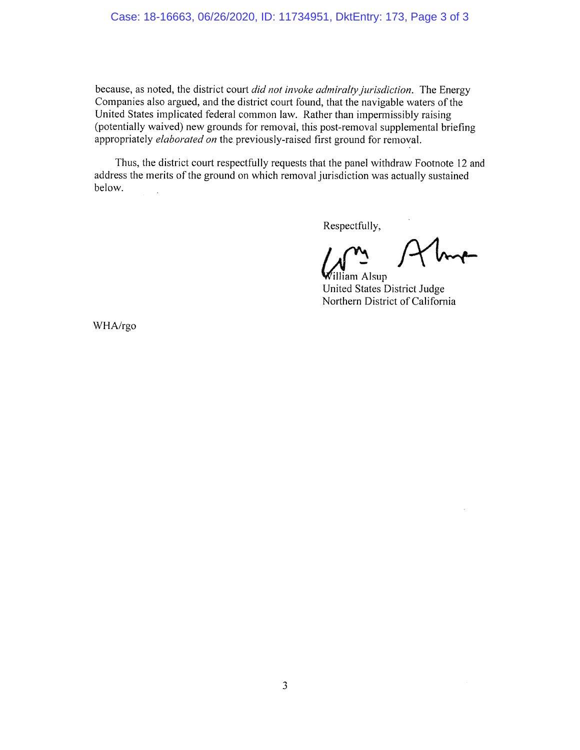because, as noted, the district court *did not invoke admiralty jurisdiction*. The Energy Companies also argued, and the district court found, that the navigable waters of the United States implicated federal common law. Rather than impermissibly raising (potentially waived) new grounds for removal, this post-removal supplemental briefing appropriately *elaborated on* the previously-raised first ground for removal.

Thus, the district court respectfully requests that the panel withdraw Footnote 12 and address the merits of the ground on which removal jurisdiction was actually sustained below.

Respectfully,

William Alsup
United States District Judge
Northern District of California

WHA/rgo